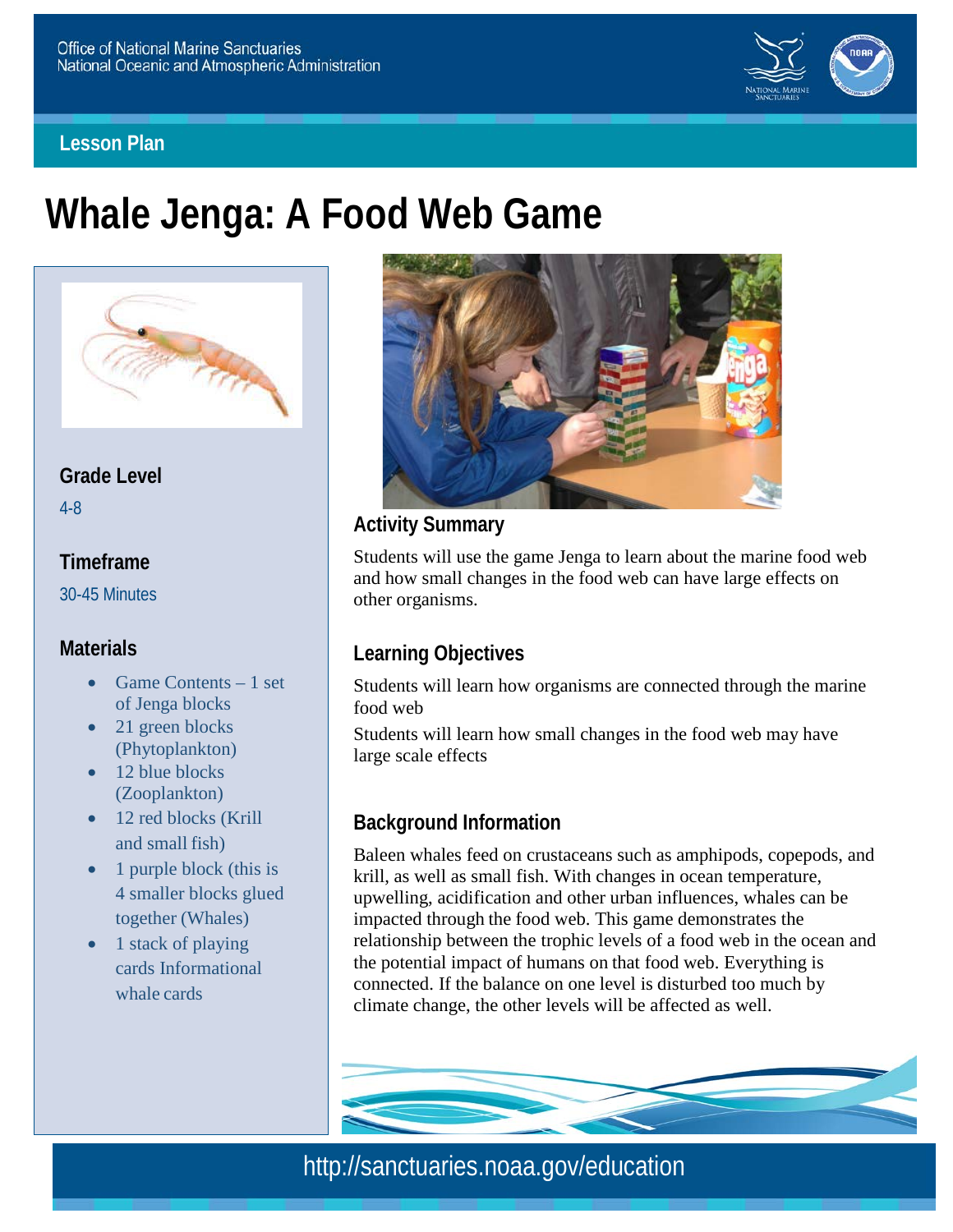Office of National Marine Sanctuaries
National Oceanic and Atmospheric Administration

Lesson Plan

# Whale Jenga: A Food Web Game

### Grade Level

4-8

### Timeframe

30-45 Minutes

### Materials

- Game Contents – 1 set of Jenga blocks
- 21 green blocks (Phytoplankton)
- 12 blue blocks (Zooplankton)
- 12 red blocks (Krill and small fish)
- 1 purple block (this is 4 smaller blocks glued together (Whales)
- 1 stack of playing cards Informational whale cards

### Activity Summary

Students will use the game Jenga to learn about the marine food web and how small changes in the food web can have large effects on other organisms.

### Learning Objectives

Students will learn how organisms are connected through the marine food web

Students will learn how small changes in the food web may have large scale effects

### Background Information

Baleen whales feed on crustaceans such as amphipods, copepods, and krill, as well as small fish. With changes in ocean temperature, upwelling, acidification and other urban influences, whales can be impacted through the food web. This game demonstrates the relationship between the trophic levels of a food web in the ocean and the potential impact of humans on that food web. Everything is connected. If the balance on one level is disturbed too much by climate change, the other levels will be affected as well.

http://sanctuaries.noaa.gov/education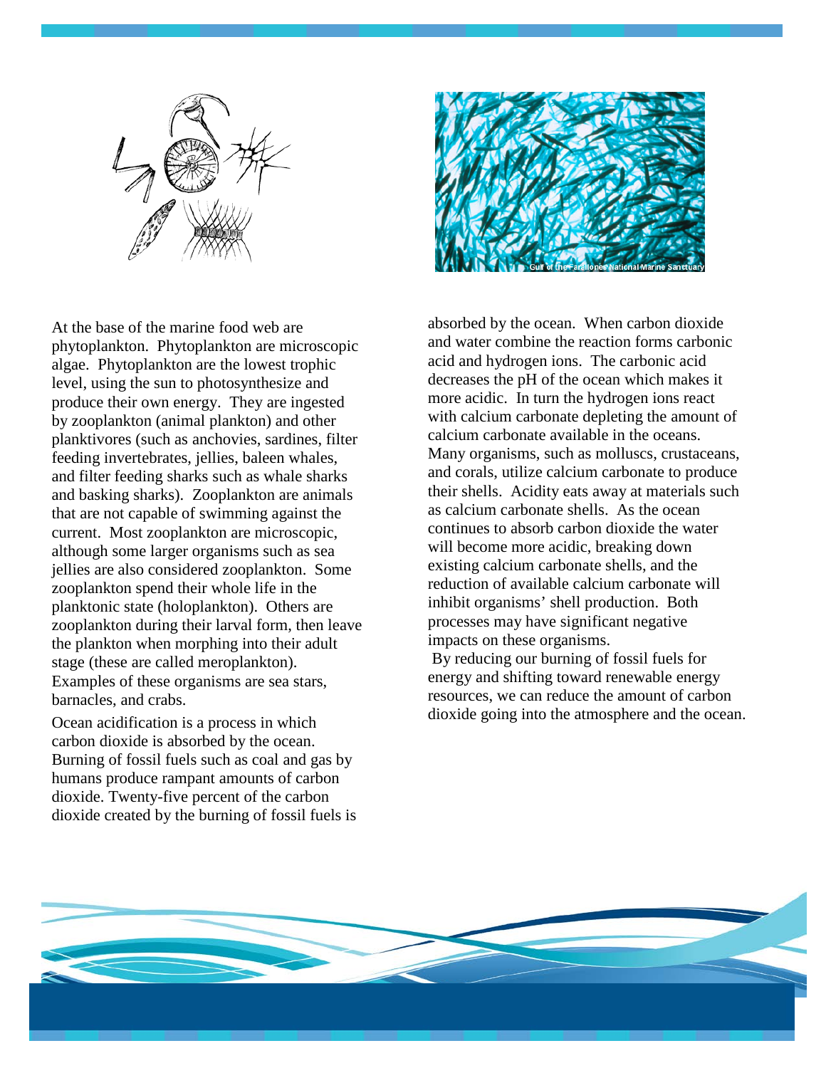At the base of the marine food web are phytoplankton. Phytoplankton are microscopic algae. Phytoplankton are the lowest trophic level, using the sun to photosynthesize and produce their own energy. They are ingested by zooplankton (animal plankton) and other planktivores (such as anchovies, sardines, filter feeding invertebrates, jellies, baleen whales, and filter feeding sharks such as whale sharks and basking sharks). Zooplankton are animals that are not capable of swimming against the current. Most zooplankton are microscopic, although some larger organisms such as sea jellies are also considered zooplankton. Some zooplankton spend their whole life in the planktonic state (holoplankton). Others are zooplankton during their larval form, then leave the plankton when morphing into their adult stage (these are called meroplankton). Examples of these organisms are sea stars, barnacles, and crabs.

Ocean acidification is a process in which carbon dioxide is absorbed by the ocean. Burning of fossil fuels such as coal and gas by humans produce rampant amounts of carbon dioxide. Twenty-five percent of the carbon dioxide created by the burning of fossil fuels is absorbed by the ocean. When carbon dioxide and water combine the reaction forms carbonic acid and hydrogen ions. The carbonic acid decreases the pH of the ocean which makes it more acidic. In turn the hydrogen ions react with calcium carbonate depleting the amount of calcium carbonate available in the oceans. Many organisms, such as molluscs, crustaceans, and corals, utilize calcium carbonate to produce their shells. Acidity eats away at materials such as calcium carbonate shells. As the ocean continues to absorb carbon dioxide the water will become more acidic, breaking down existing calcium carbonate shells, and the reduction of available calcium carbonate will inhibit organisms' shell production. Both processes may have significant negative impacts on these organisms.

By reducing our burning of fossil fuels for energy and shifting toward renewable energy resources, we can reduce the amount of carbon dioxide going into the atmosphere and the ocean.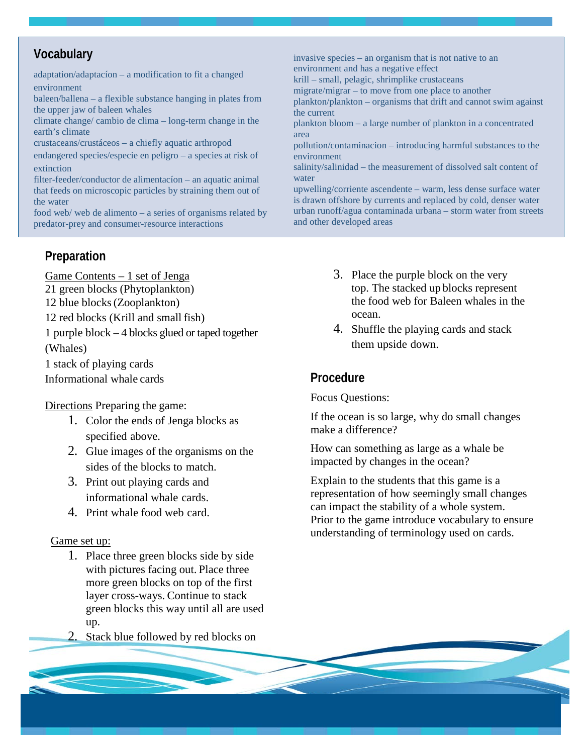## Vocabulary

adaptation/adaptacíon – a modification to fit a changed environment
baleen/ballena – a flexible substance hanging in plates from the upper jaw of baleen whales
climate change/ cambio de clima – long-term change in the earth's climate
crustaceans/crustáceos – a chiefly aquatic arthropod
endangered species/especie en peligro – a species at risk of extinction
filter-feeder/conductor de alimentacíon – an aquatic animal that feeds on microscopic particles by straining them out of the water
food web/ web de alimento – a series of organisms related by predator-prey and consumer-resource interactions
invasive species – an organism that is not native to an environment and has a negative effect
krill – small, pelagic, shrimplike crustaceans
migrate/migrar – to move from one place to another
plankton/plankton – organisms that drift and cannot swim against the current
plankton bloom – a large number of plankton in a concentrated area
pollution/contaminacion – introducing harmful substances to the environment
salinity/salinidad – the measurement of dissolved salt content of water
upwelling/corriente ascendente – warm, less dense surface water is drawn offshore by currents and replaced by cold, denser water
urban runoff/agua contaminada urbana – storm water from streets and other developed areas

## Preparation

Game Contents – 1 set of Jenga
21 green blocks (Phytoplankton)
12 blue blocks (Zooplankton)
12 red blocks (Krill and small fish)
1 purple block – 4 blocks glued or taped together (Whales)
1 stack of playing cards
Informational whale cards

Directions Preparing the game:

1. Color the ends of Jenga blocks as specified above.
2. Glue images of the organisms on the sides of the blocks to match.
3. Print out playing cards and informational whale cards.
4. Print whale food web card.

Game set up:

1. Place three green blocks side by side with pictures facing out. Place three more green blocks on top of the first layer cross-ways. Continue to stack green blocks this way until all are used up.
2. Stack blue followed by red blocks on
3. Place the purple block on the very top. The stacked up blocks represent the food web for Baleen whales in the ocean.
4. Shuffle the playing cards and stack them upside down.

## Procedure

Focus Questions:

If the ocean is so large, why do small changes make a difference?

How can something as large as a whale be impacted by changes in the ocean?

Explain to the students that this game is a representation of how seemingly small changes can impact the stability of a whole system. Prior to the game introduce vocabulary to ensure understanding of terminology used on cards.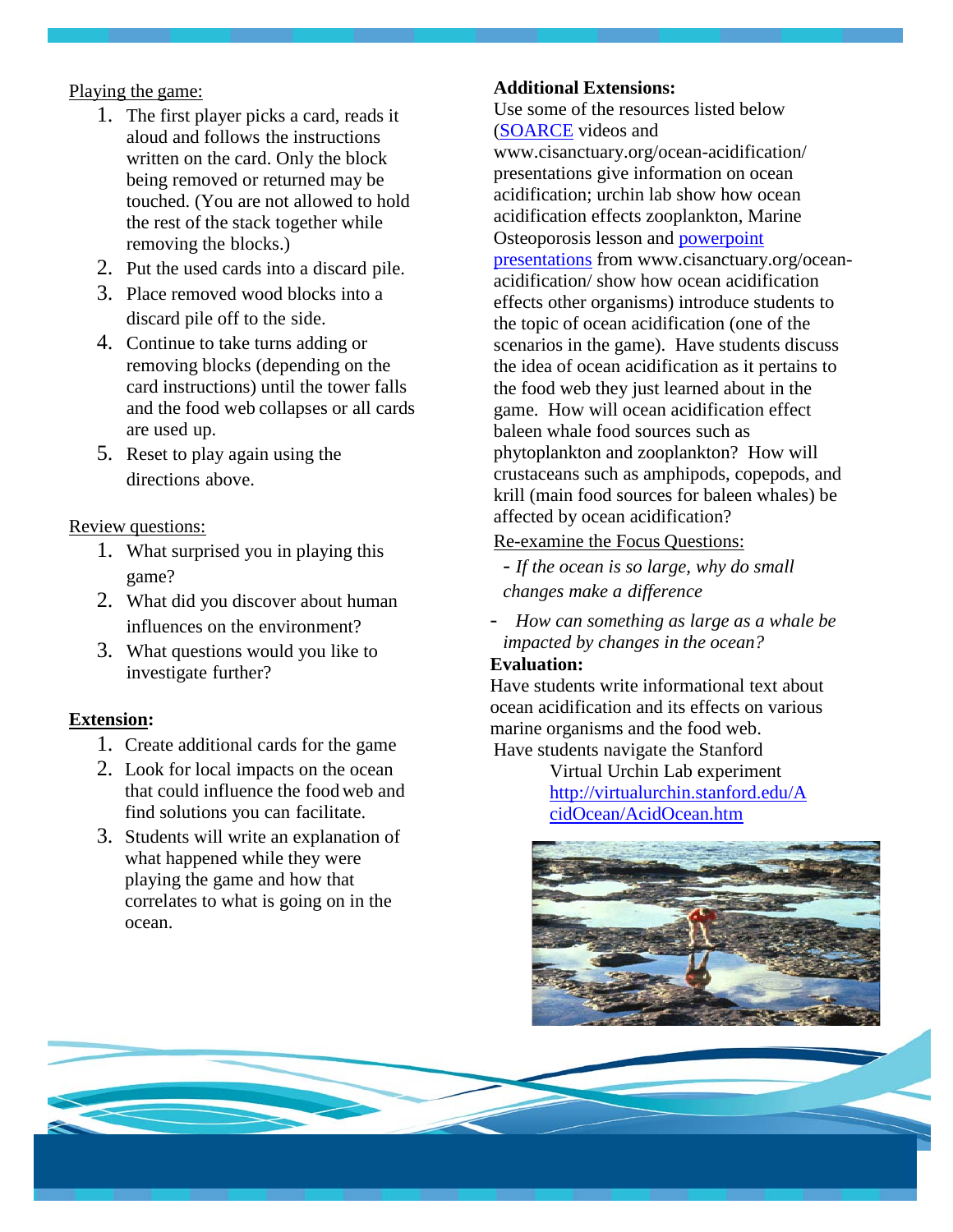Playing the game:

1. The first player picks a card, reads it aloud and follows the instructions written on the card. Only the block being removed or returned may be touched. (You are not allowed to hold the rest of the stack together while removing the blocks.)
2. Put the used cards into a discard pile.
3. Place removed wood blocks into a discard pile off to the side.
4. Continue to take turns adding or removing blocks (depending on the card instructions) until the tower falls and the food web collapses or all cards are used up.
5. Reset to play again using the directions above.

Review questions:

1. What surprised you in playing this game?
2. What did you discover about human influences on the environment?
3. What questions would you like to investigate further?

**Extension:**

1. Create additional cards for the game
2. Look for local impacts on the ocean that could influence the food web and find solutions you can facilitate.
3. Students will write an explanation of what happened while they were playing the game and how that correlates to what is going on in the ocean.

**Additional Extensions:**

Use some of the resources listed below (SOARCE videos and www.cisanctuary.org/ocean-acidification/ presentations give information on ocean acidification; urchin lab show how ocean acidification effects zooplankton, Marine Osteoporosis lesson and powerpoint presentations from www.cisanctuary.org/ocean-acidification/ show how ocean acidification effects other organisms) introduce students to the topic of ocean acidification (one of the scenarios in the game). Have students discuss the idea of ocean acidification as it pertains to the food web they just learned about in the game. How will ocean acidification effect baleen whale food sources such as phytoplankton and zooplankton? How will crustaceans such as amphipods, copepods, and krill (main food sources for baleen whales) be affected by ocean acidification?

Re-examine the Focus Questions:

- *If the ocean is so large, why do small changes make a difference*
- *How can something as large as a whale be impacted by changes in the ocean?*

**Evaluation:**

Have students write informational text about ocean acidification and its effects on various marine organisms and the food web.

Have students navigate the Stanford Virtual Urchin Lab experiment http://virtualurchin.stanford.edu/AcidOcean/AcidOcean.htm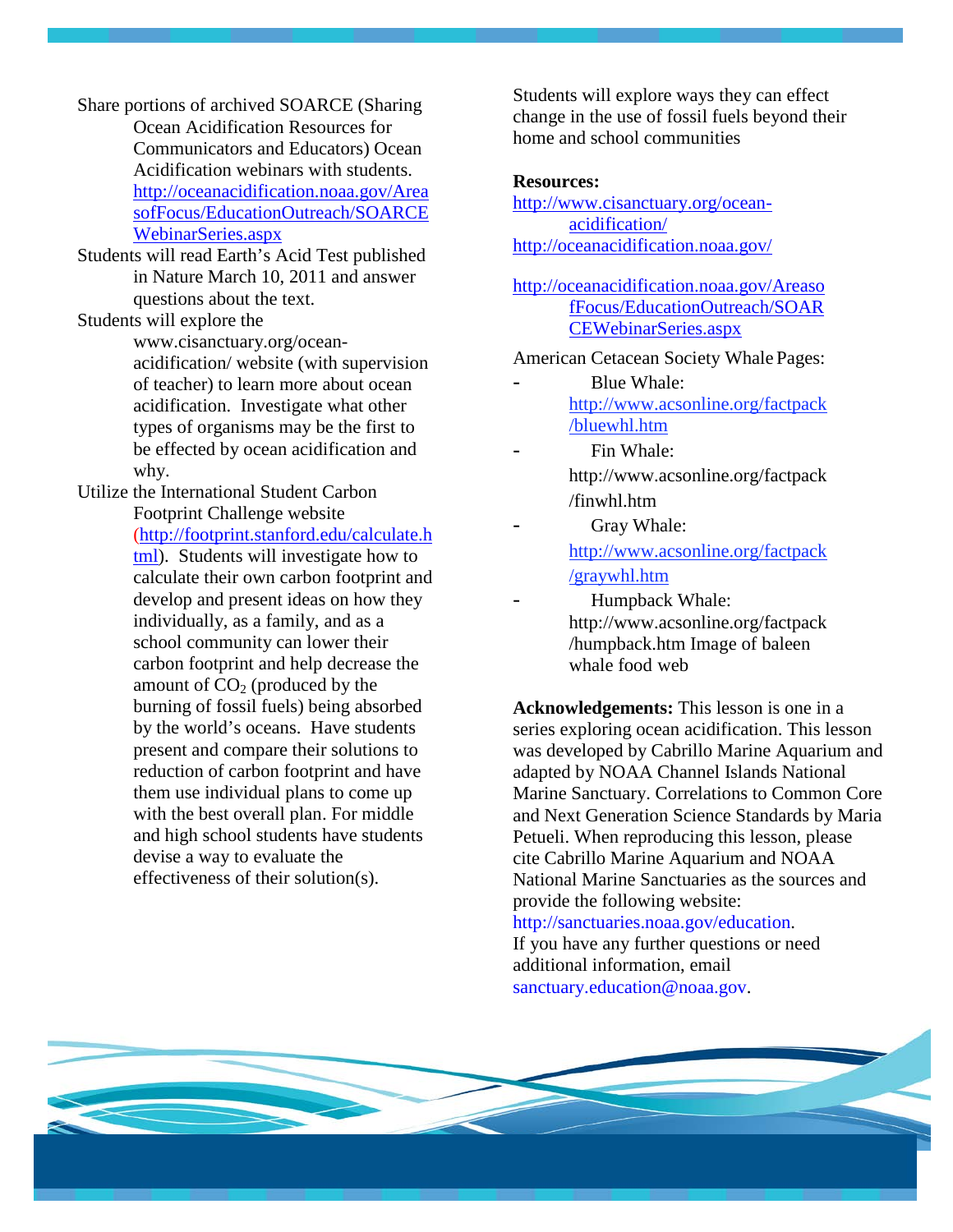- Share portions of archived SOARCE (Sharing Ocean Acidification Resources for Communicators and Educators) Ocean Acidification webinars with students. http://oceanacidification.noaa.gov/AreasofFocus/EducationOutreach/SOARCEWebinarSeries.aspx
- Students will read Earth's Acid Test published in Nature March 10, 2011 and answer questions about the text.
- Students will explore the www.cisanctuary.org/ocean-acidification/ website (with supervision of teacher) to learn more about ocean acidification. Investigate what other types of organisms may be the first to be effected by ocean acidification and why.
- Utilize the International Student Carbon Footprint Challenge website (http://footprint.stanford.edu/calculate.html). Students will investigate how to calculate their own carbon footprint and develop and present ideas on how they individually, as a family, and as a school community can lower their carbon footprint and help decrease the amount of $CO_2$ (produced by the burning of fossil fuels) being absorbed by the world's oceans. Have students present and compare their solutions to reduction of carbon footprint and have them use individual plans to come up with the best overall plan. For middle and high school students have students devise a way to evaluate the effectiveness of their solution(s).
- Students will explore ways they can effect change in the use of fossil fuels beyond their home and school communities

**Resources:**

http://www.cisanctuary.org/ocean-acidification/

http://oceanacidification.noaa.gov/

http://oceanacidification.noaa.gov/AreasofFocus/EducationOutreach/SOARCEWebinarSeries.aspx

American Cetacean Society Whale Pages:

- Blue Whale: http://www.acsonline.org/factpack/bluewhl.htm
- Fin Whale: http://www.acsonline.org/factpack/finwhl.htm
- Gray Whale: http://www.acsonline.org/factpack/graywhl.htm
- Humpback Whale: http://www.acsonline.org/factpack/humpback.htm Image of baleen whale food web

**Acknowledgements:** This lesson is one in a series exploring ocean acidification. This lesson was developed by Cabrillo Marine Aquarium and adapted by NOAA Channel Islands National Marine Sanctuary. Correlations to Common Core and Next Generation Science Standards by Maria Petueli. When reproducing this lesson, please cite Cabrillo Marine Aquarium and NOAA National Marine Sanctuaries as the sources and provide the following website: http://sanctuaries.noaa.gov/education. If you have any further questions or need additional information, email sanctuary.education@noaa.gov.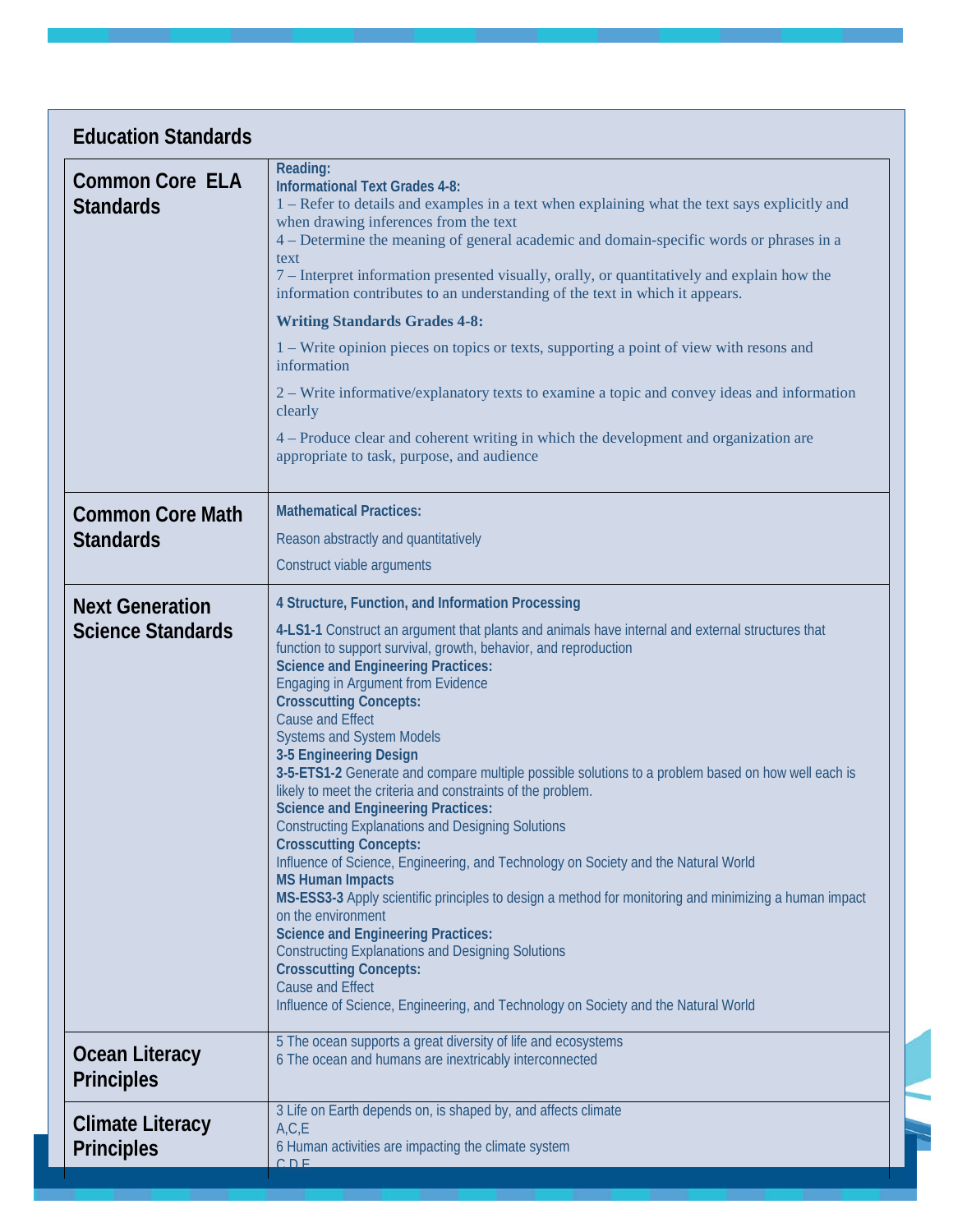## Education Standards

| | |
|---|---|
| **Common Core ELA Standards** | **Reading:**<br>**Informational Text Grades 4-8:**<br>1 – Refer to details and examples in a text when explaining what the text says explicitly and when drawing inferences from the text<br>4 – Determine the meaning of general academic and domain-specific words or phrases in a text<br>7 – Interpret information presented visually, orally, or quantitatively and explain how the information contributes to an understanding of the text in which it appears.<br>**Writing Standards Grades 4-8:**<br>1 – Write opinion pieces on topics or texts, supporting a point of view with resons and information<br>2 – Write informative/explanatory texts to examine a topic and convey ideas and information clearly<br>4 – Produce clear and coherent writing in which the development and organization are appropriate to task, purpose, and audience |
| **Common Core Math Standards** | **Mathematical Practices:**<br>Reason abstractly and quantitatively<br>Construct viable arguments |
| **Next Generation Science Standards** | **4 Structure, Function, and Information Processing**<br>**4-LS1-1** Construct an argument that plants and animals have internal and external structures that function to support survival, growth, behavior, and reproduction<br>**Science and Engineering Practices:**<br>Engaging in Argument from Evidence<br>**Crosscutting Concepts:**<br>Cause and Effect<br>Systems and System Models<br>**3-5 Engineering Design**<br>**3-5-ETS1-2** Generate and compare multiple possible solutions to a problem based on how well each is likely to meet the criteria and constraints of the problem.<br>**Science and Engineering Practices:**<br>Constructing Explanations and Designing Solutions<br>**Crosscutting Concepts:**<br>Influence of Science, Engineering, and Technology on Society and the Natural World<br>**MS Human Impacts**<br>**MS-ESS3-3** Apply scientific principles to design a method for monitoring and minimizing a human impact on the environment<br>**Science and Engineering Practices:**<br>Constructing Explanations and Designing Solutions<br>**Crosscutting Concepts:**<br>Cause and Effect<br>Influence of Science, Engineering, and Technology on Society and the Natural World |
| **Ocean Literacy Principles** | 5 The ocean supports a great diversity of life and ecosystems<br>6 The ocean and humans are inextricably interconnected |
| **Climate Literacy Principles** | 3 Life on Earth depends on, is shaped by, and affects climate<br>A,C,E<br>6 Human activities are impacting the climate system<br>C,D,E |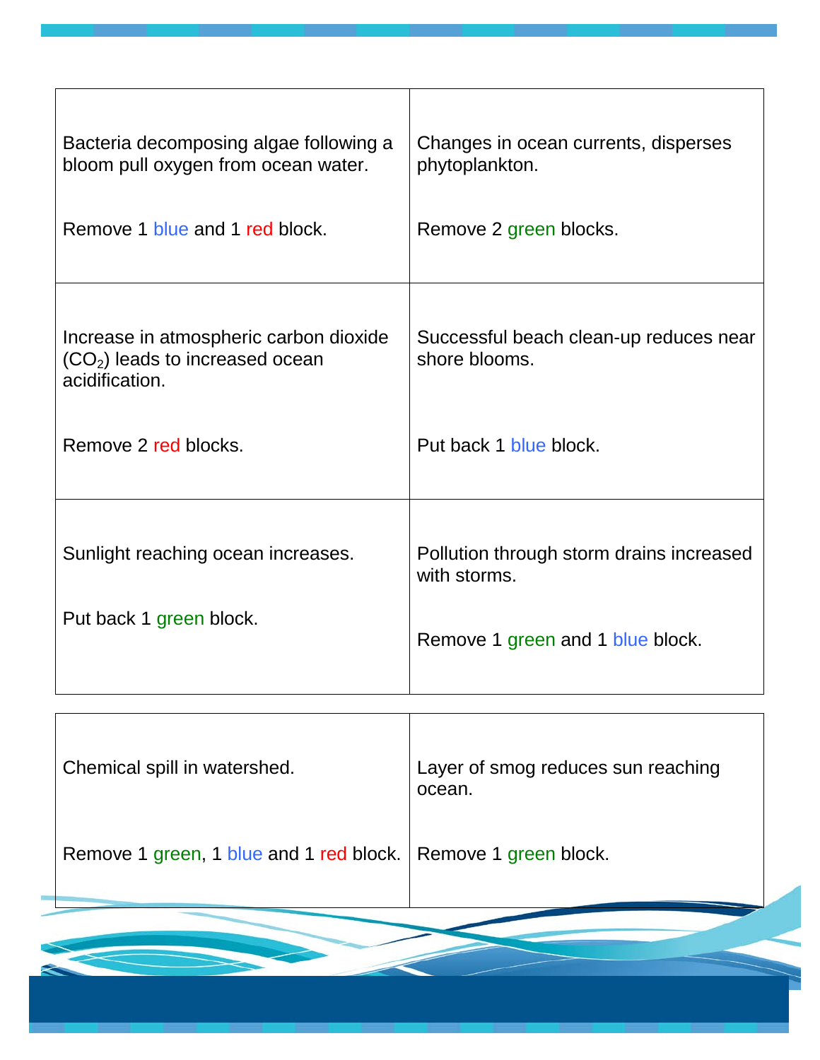| | |
|---|---|
| Bacteria decomposing algae following a bloom pull oxygen from ocean water.<br><br>Remove 1 blue and 1 red block. | Changes in ocean currents, disperses phytoplankton.<br><br>Remove 2 green blocks. |
| Increase in atmospheric carbon dioxide ($CO_2$) leads to increased ocean acidification.<br><br>Remove 2 red blocks. | Successful beach clean-up reduces near shore blooms.<br><br>Put back 1 blue block. |
| Sunlight reaching ocean increases.<br><br>Put back 1 green block. | Pollution through storm drains increased with storms.<br><br>Remove 1 green and 1 blue block. |

| | |
|---|---|
| Chemical spill in watershed.<br><br>Remove 1 green, 1 blue and 1 red block. | Layer of smog reduces sun reaching ocean.<br><br>Remove 1 green block. |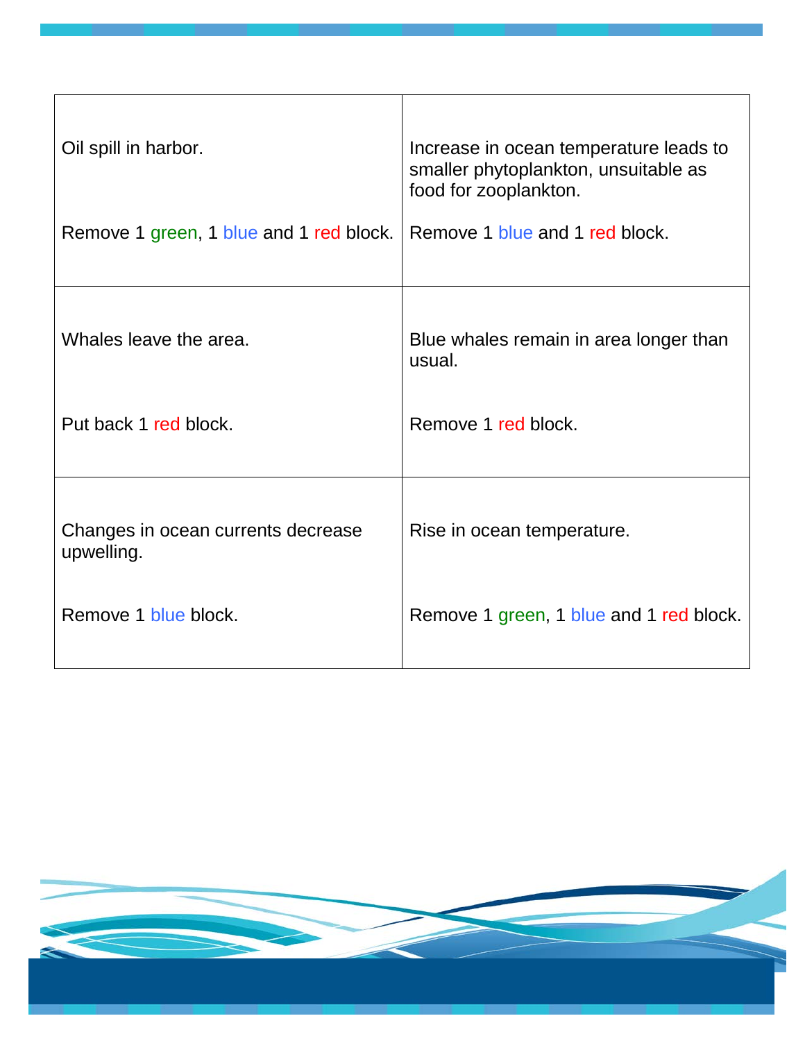| | |
|---|---|
| Oil spill in harbor.<br><br>Remove 1 green, 1 blue and 1 red block. | Increase in ocean temperature leads to smaller phytoplankton, unsuitable as food for zooplankton.<br><br>Remove 1 blue and 1 red block. |
| Whales leave the area.<br><br>Put back 1 red block. | Blue whales remain in area longer than usual.<br><br>Remove 1 red block. |
| Changes in ocean currents decrease upwelling.<br><br>Remove 1 blue block. | Rise in ocean temperature.<br><br>Remove 1 green, 1 blue and 1 red block. |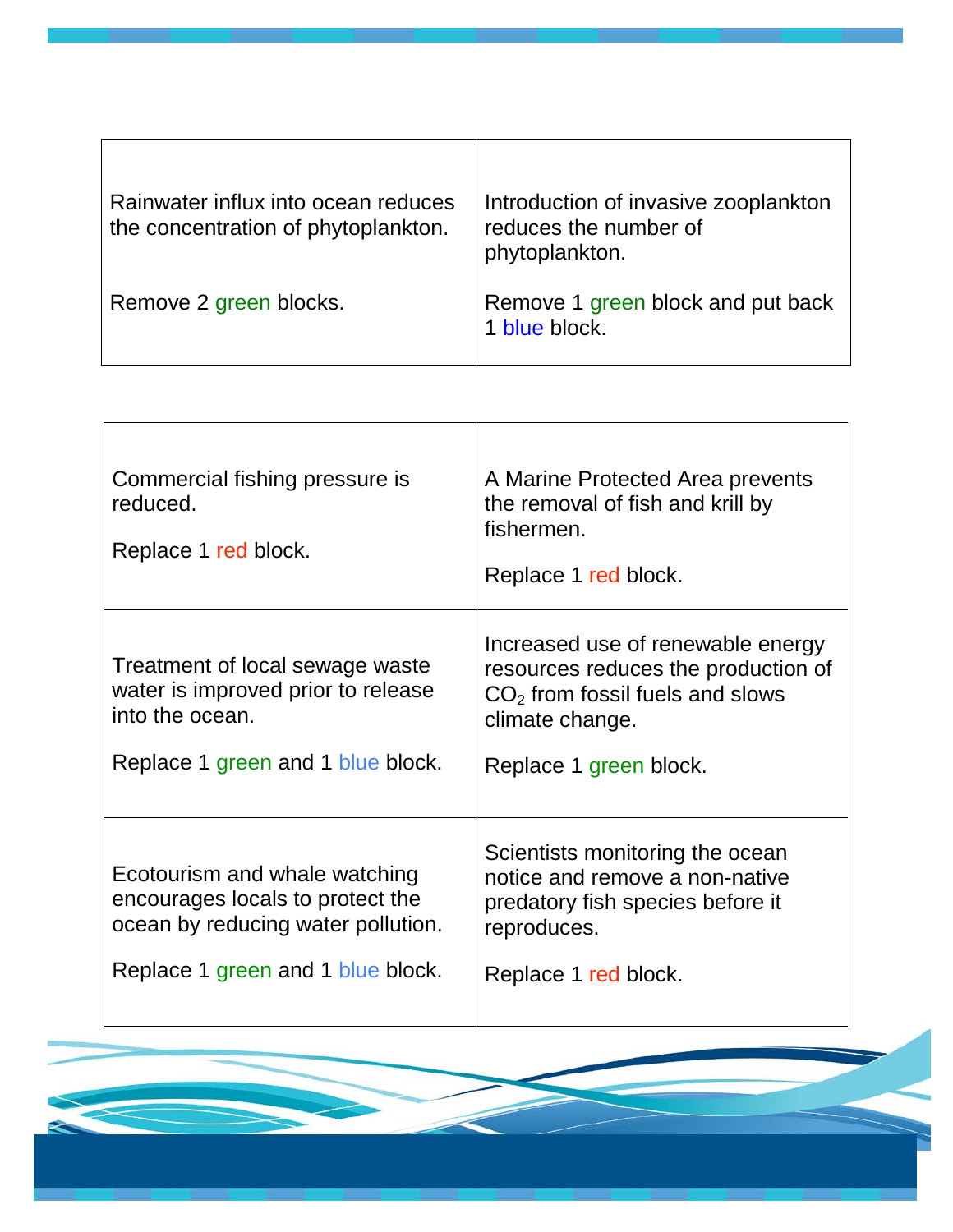| Rainwater influx into ocean reduces the concentration of phytoplankton.<br><br>Remove 2 green blocks. | Introduction of invasive zooplankton reduces the number of phytoplankton.<br><br>Remove 1 green block and put back 1 blue block. |
|---|---|

| Commercial fishing pressure is reduced.<br><br>Replace 1 red block. | A Marine Protected Area prevents the removal of fish and krill by fishermen.<br><br>Replace 1 red block. |
|---|---|
| Treatment of local sewage waste water is improved prior to release into the ocean.<br><br>Replace 1 green and 1 blue block. | Increased use of renewable energy resources reduces the production of $CO_2$ from fossil fuels and slows climate change.<br><br>Replace 1 green block. |
| Ecotourism and whale watching encourages locals to protect the ocean by reducing water pollution.<br><br>Replace 1 green and 1 blue block. | Scientists monitoring the ocean notice and remove a non-native predatory fish species before it reproduces.<br><br>Replace 1 red block. |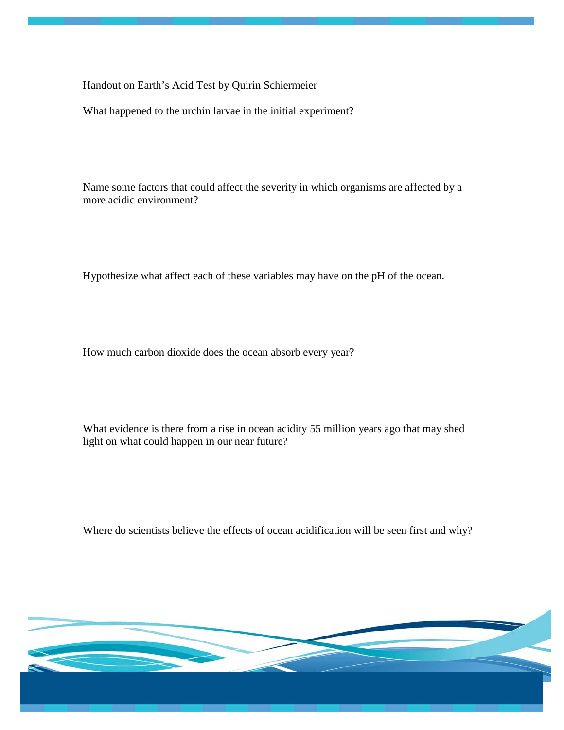Handout on Earth's Acid Test by Quirin Schiermeier

What happened to the urchin larvae in the initial experiment?

Name some factors that could affect the severity in which organisms are affected by a more acidic environment?

Hypothesize what affect each of these variables may have on the pH of the ocean.

How much carbon dioxide does the ocean absorb every year?

What evidence is there from a rise in ocean acidity 55 million years ago that may shed light on what could happen in our near future?

Where do scientists believe the effects of ocean acidification will be seen first and why?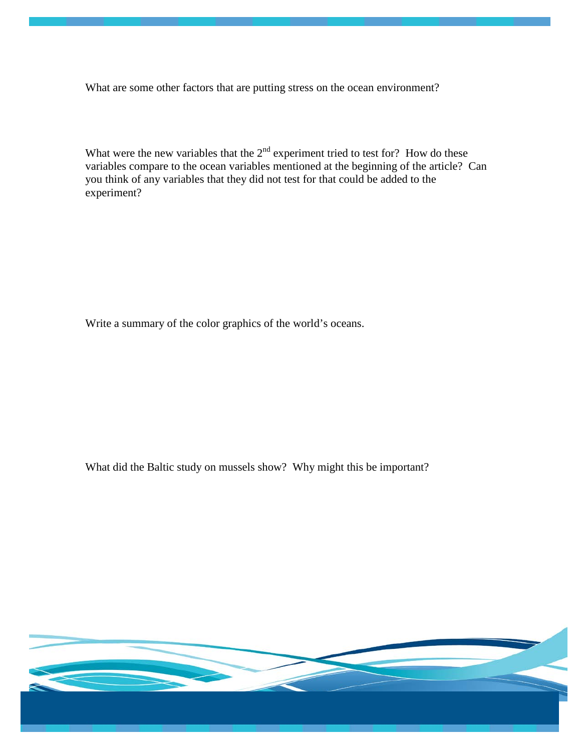What are some other factors that are putting stress on the ocean environment?

What were the new variables that the 2nd experiment tried to test for? How do these variables compare to the ocean variables mentioned at the beginning of the article? Can you think of any variables that they did not test for that could be added to the experiment?

Write a summary of the color graphics of the world's oceans.

What did the Baltic study on mussels show? Why might this be important?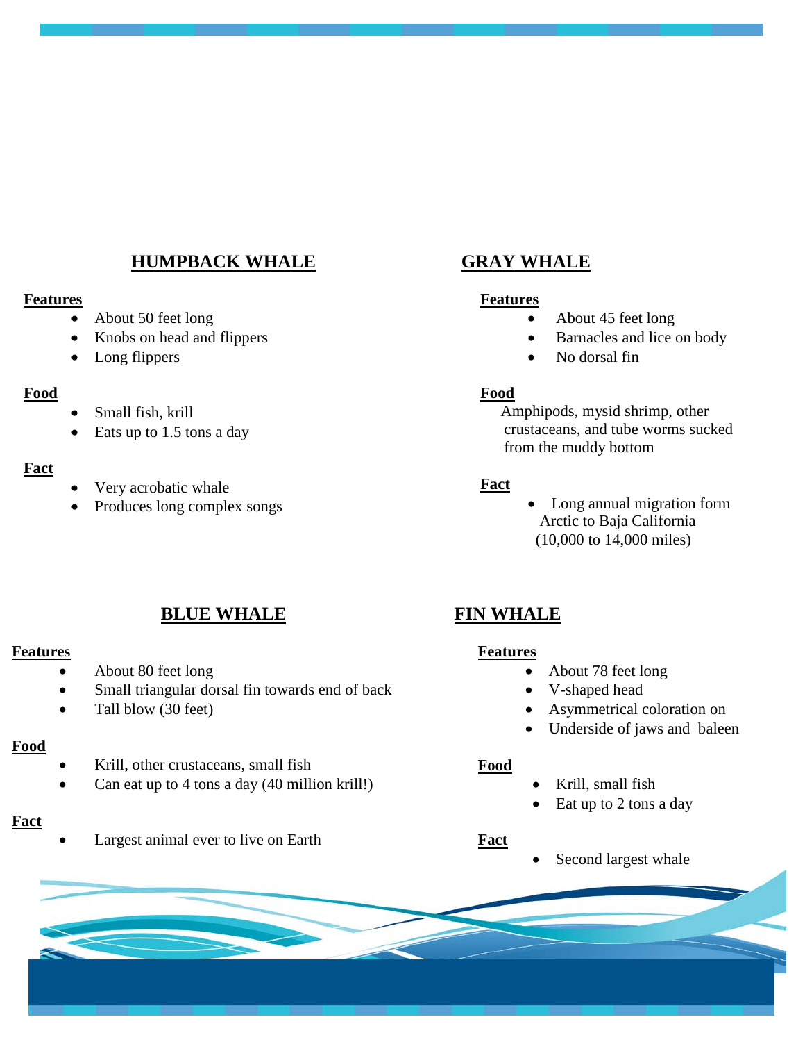## HUMPBACK WHALE

**Features**

- About 50 feet long
- Knobs on head and flippers
- Long flippers

**Food**

- Small fish, krill
- Eats up to 1.5 tons a day

**Fact**

- Very acrobatic whale
- Produces long complex songs

## GRAY WHALE

**Features**

- About 45 feet long
- Barnacles and lice on body
- No dorsal fin

**Food**

Amphipods, mysid shrimp, other crustaceans, and tube worms sucked from the muddy bottom

**Fact**

- Long annual migration form Arctic to Baja California (10,000 to 14,000 miles)

## BLUE WHALE

**Features**

- About 80 feet long
- Small triangular dorsal fin towards end of back
- Tall blow (30 feet)

**Food**

- Krill, other crustaceans, small fish
- Can eat up to 4 tons a day (40 million krill!)

**Fact**

- Largest animal ever to live on Earth

## FIN WHALE

**Features**

- About 78 feet long
- V-shaped head
- Asymmetrical coloration on
- Underside of jaws and baleen

**Food**

- Krill, small fish
- Eat up to 2 tons a day

**Fact**

- Second largest whale